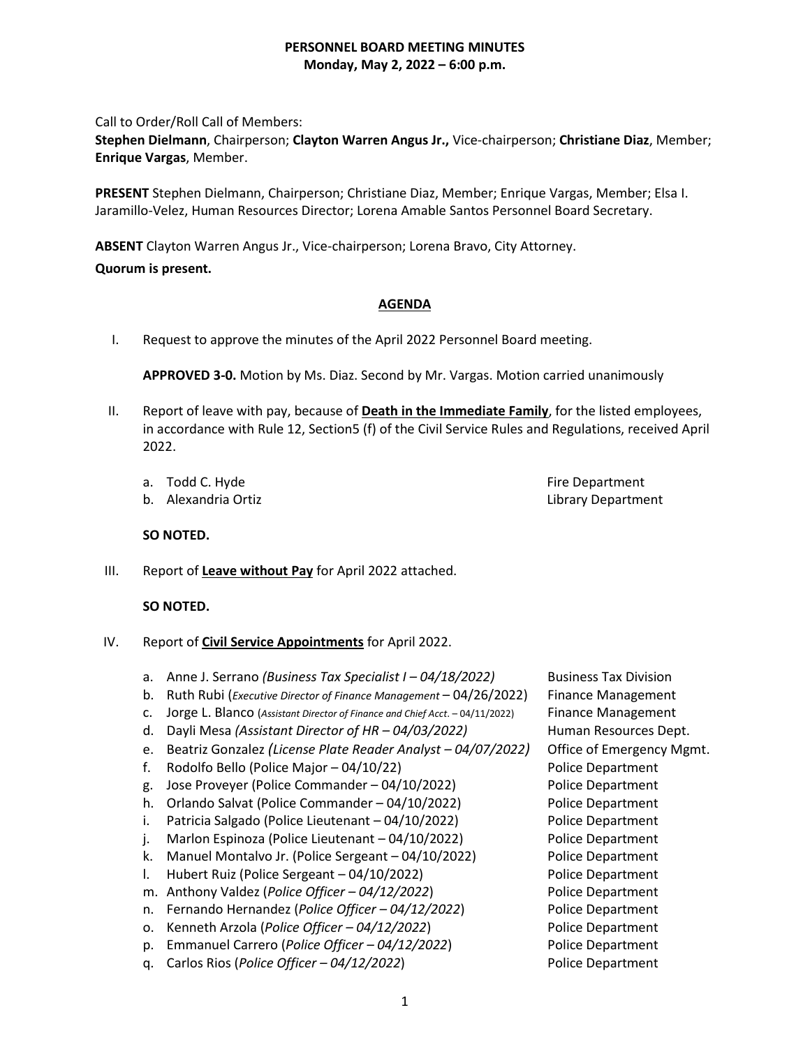# PERSONNEL BOARD MEETING MINUTES
**Monday, May 2, 2022 – 6:00 p.m.**

Call to Order/Roll Call of Members:
**Stephen Dielmann**, Chairperson; **Clayton Warren Angus Jr.,** Vice-chairperson; **Christiane Diaz**, Member; **Enrique Vargas**, Member.

**PRESENT** Stephen Dielmann, Chairperson; Christiane Diaz, Member; Enrique Vargas, Member; Elsa I. Jaramillo-Velez, Human Resources Director; Lorena Amable Santos Personnel Board Secretary.

**ABSENT** Clayton Warren Angus Jr., Vice-chairperson; Lorena Bravo, City Attorney.

**Quorum is present.**

## AGENDA

I. Request to approve the minutes of the April 2022 Personnel Board meeting.

   **APPROVED 3-0.** Motion by Ms. Diaz. Second by Mr. Vargas. Motion carried unanimously

II. Report of leave with pay, because of **Death in the Immediate Family**, for the listed employees, in accordance with Rule 12, Section5 (f) of the Civil Service Rules and Regulations, received April 2022.

   a. Todd C. Hyde — Fire Department
   b. Alexandria Ortiz — Library Department

   **SO NOTED.**

III. Report of **Leave without Pay** for April 2022 attached.

   **SO NOTED.**

IV. Report of **Civil Service Appointments** for April 2022.

   a. Anne J. Serrano *(Business Tax Specialist I – 04/18/2022)* — Business Tax Division
   b. Ruth Rubi (*Executive Director of Finance Management* – 04/26/2022) — Finance Management
   c. Jorge L. Blanco (*Assistant Director of Finance and Chief Acct.* – 04/11/2022) — Finance Management
   d. Dayli Mesa *(Assistant Director of HR – 04/03/2022)* — Human Resources Dept.
   e. Beatriz Gonzalez *(License Plate Reader Analyst – 04/07/2022)* — Office of Emergency Mgmt.
   f. Rodolfo Bello (Police Major – 04/10/22) — Police Department
   g. Jose Proveyer (Police Commander – 04/10/2022) — Police Department
   h. Orlando Salvat (Police Commander – 04/10/2022) — Police Department
   i. Patricia Salgado (Police Lieutenant – 04/10/2022) — Police Department
   j. Marlon Espinoza (Police Lieutenant – 04/10/2022) — Police Department
   k. Manuel Montalvo Jr. (Police Sergeant – 04/10/2022) — Police Department
   l. Hubert Ruiz (Police Sergeant – 04/10/2022) — Police Department
   m. Anthony Valdez (*Police Officer – 04/12/2022*) — Police Department
   n. Fernando Hernandez (*Police Officer – 04/12/2022*) — Police Department
   o. Kenneth Arzola (*Police Officer – 04/12/2022*) — Police Department
   p. Emmanuel Carrero (*Police Officer – 04/12/2022*) — Police Department
   q. Carlos Rios (*Police Officer – 04/12/2022*) — Police Department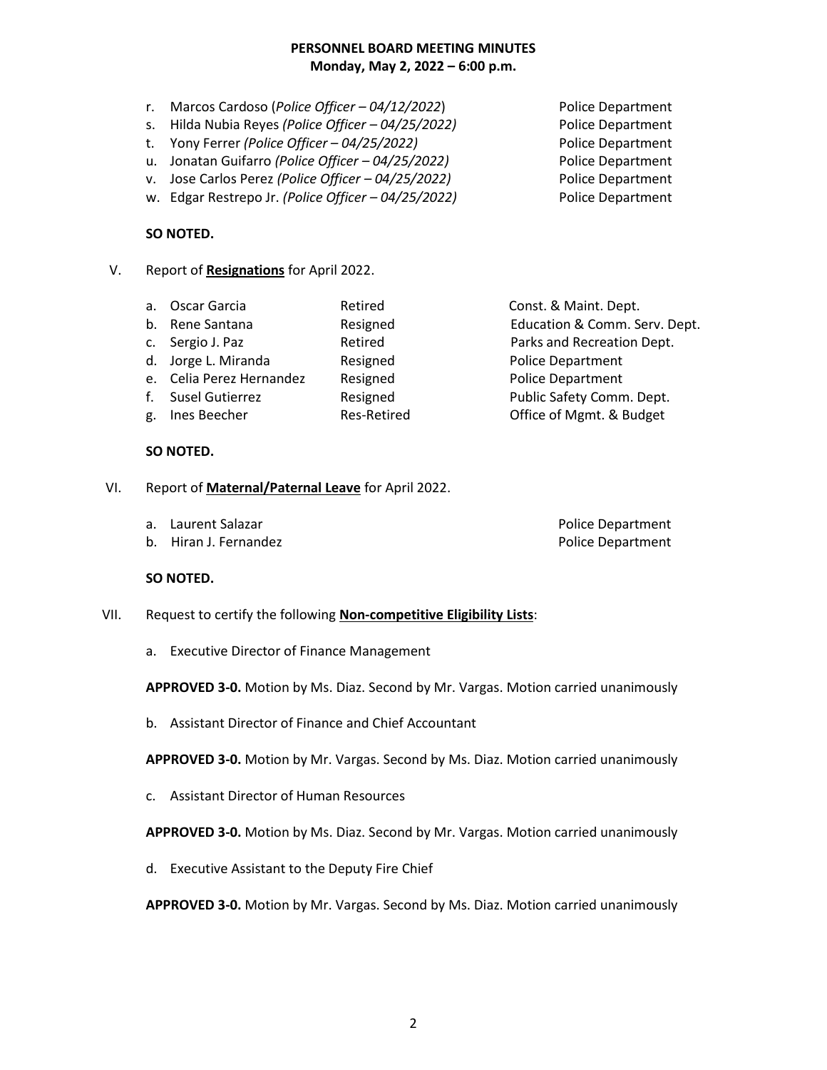**PERSONNEL BOARD MEETING MINUTES**
**Monday, May 2, 2022 – 6:00 p.m.**

r. Marcos Cardoso (*Police Officer – 04/12/2022*) — Police Department
s. Hilda Nubia Reyes *(Police Officer – 04/25/2022)* — Police Department
t. Yony Ferrer *(Police Officer – 04/25/2022)* — Police Department
u. Jonatan Guifarro *(Police Officer – 04/25/2022)* — Police Department
v. Jose Carlos Perez *(Police Officer – 04/25/2022)* — Police Department
w. Edgar Restrepo Jr. *(Police Officer – 04/25/2022)* — Police Department

**SO NOTED.**

V. Report of **Resignations** for April 2022.

| | Name | Status | Department |
|---|---|---|---|
| a. | Oscar Garcia | Retired | Const. & Maint. Dept. |
| b. | Rene Santana | Resigned | Education & Comm. Serv. Dept. |
| c. | Sergio J. Paz | Retired | Parks and Recreation Dept. |
| d. | Jorge L. Miranda | Resigned | Police Department |
| e. | Celia Perez Hernandez | Resigned | Police Department |
| f. | Susel Gutierrez | Resigned | Public Safety Comm. Dept. |
| g. | Ines Beecher | Res-Retired | Office of Mgmt. & Budget |

**SO NOTED.**

VI. Report of **Maternal/Paternal Leave** for April 2022.

a. Laurent Salazar — Police Department
b. Hiran J. Fernandez — Police Department

**SO NOTED.**

VII. Request to certify the following **Non-competitive Eligibility Lists**:

a. Executive Director of Finance Management

**APPROVED 3-0.** Motion by Ms. Diaz. Second by Mr. Vargas. Motion carried unanimously

b. Assistant Director of Finance and Chief Accountant

**APPROVED 3-0.** Motion by Mr. Vargas. Second by Ms. Diaz. Motion carried unanimously

c. Assistant Director of Human Resources

**APPROVED 3-0.** Motion by Ms. Diaz. Second by Mr. Vargas. Motion carried unanimously

d. Executive Assistant to the Deputy Fire Chief

**APPROVED 3-0.** Motion by Mr. Vargas. Second by Ms. Diaz. Motion carried unanimously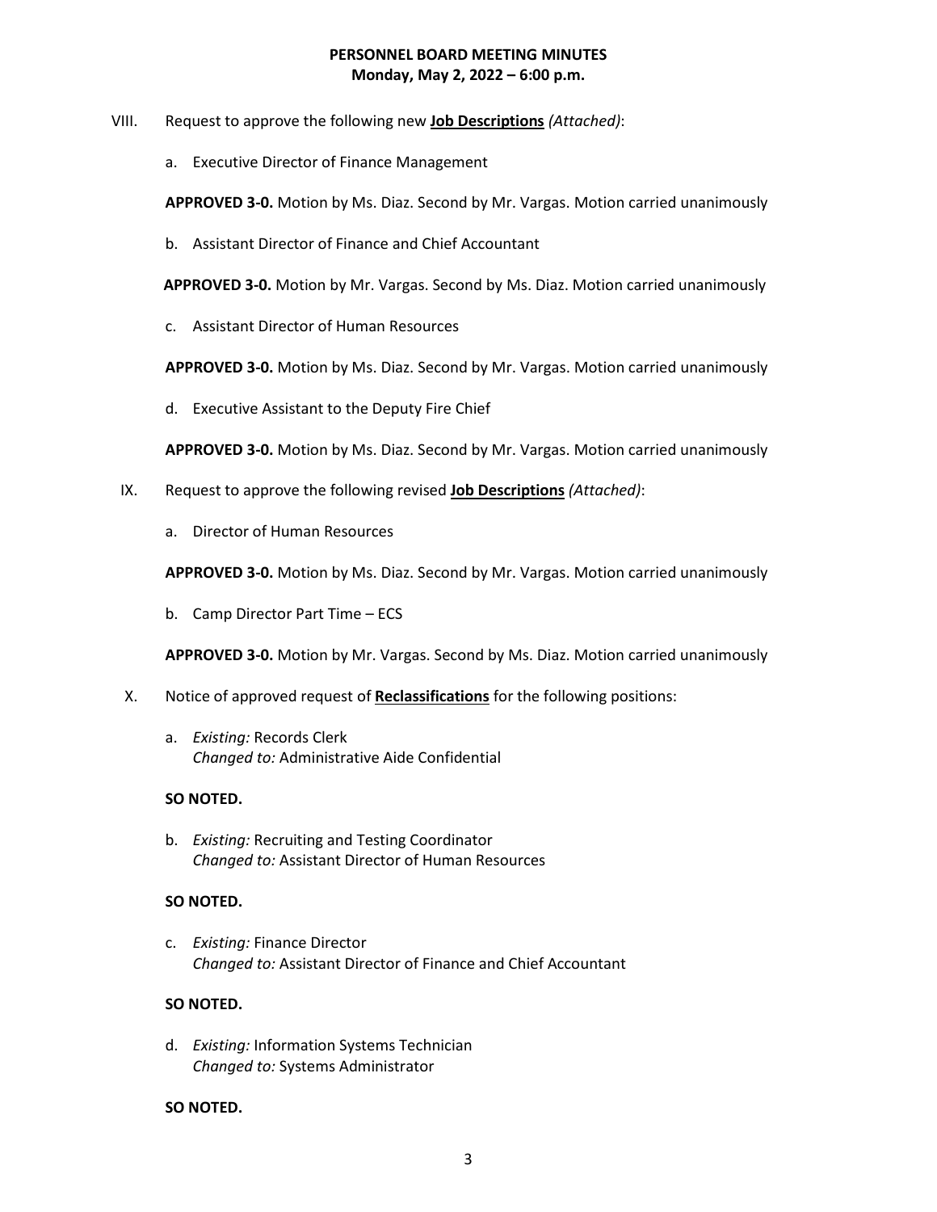**PERSONNEL BOARD MEETING MINUTES**
**Monday, May 2, 2022 – 6:00 p.m.**

VIII. Request to approve the following new **Job Descriptions** *(Attached)*:

a. Executive Director of Finance Management

**APPROVED 3-0.** Motion by Ms. Diaz. Second by Mr. Vargas. Motion carried unanimously

b. Assistant Director of Finance and Chief Accountant

**APPROVED 3-0.** Motion by Mr. Vargas. Second by Ms. Diaz. Motion carried unanimously

c. Assistant Director of Human Resources

**APPROVED 3-0.** Motion by Ms. Diaz. Second by Mr. Vargas. Motion carried unanimously

d. Executive Assistant to the Deputy Fire Chief

**APPROVED 3-0.** Motion by Ms. Diaz. Second by Mr. Vargas. Motion carried unanimously

IX. Request to approve the following revised **Job Descriptions** *(Attached)*:

a. Director of Human Resources

**APPROVED 3-0.** Motion by Ms. Diaz. Second by Mr. Vargas. Motion carried unanimously

b. Camp Director Part Time – ECS

**APPROVED 3-0.** Motion by Mr. Vargas. Second by Ms. Diaz. Motion carried unanimously

X. Notice of approved request of **Reclassifications** for the following positions:

a. *Existing:* Records Clerk
*Changed to:* Administrative Aide Confidential

**SO NOTED.**

b. *Existing:* Recruiting and Testing Coordinator
*Changed to:* Assistant Director of Human Resources

**SO NOTED.**

c. *Existing:* Finance Director
*Changed to:* Assistant Director of Finance and Chief Accountant

**SO NOTED.**

d. *Existing:* Information Systems Technician
*Changed to:* Systems Administrator

**SO NOTED.**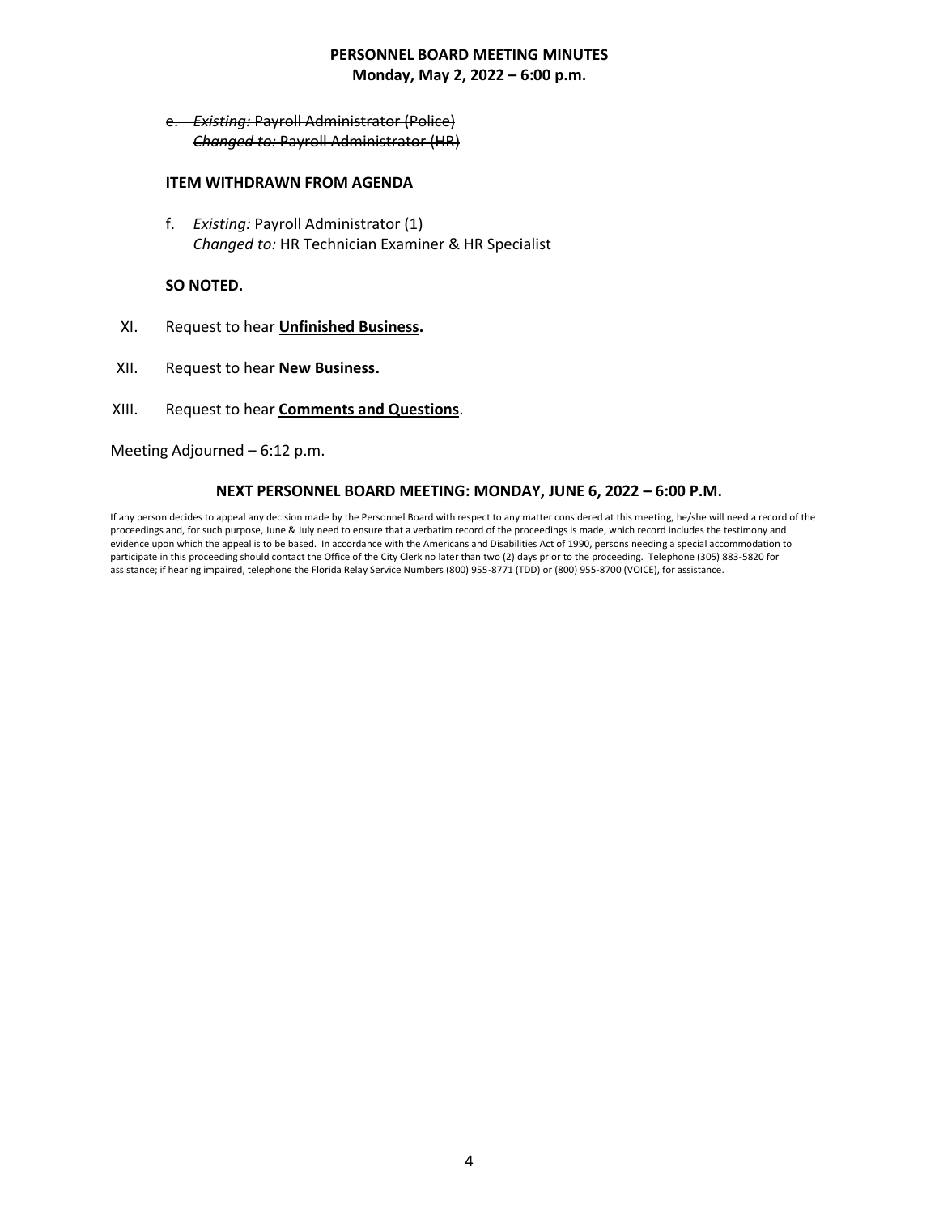~~e. *Existing:* Payroll Administrator (Police)~~
~~*Changed to:* Payroll Administrator (HR)~~

**ITEM WITHDRAWN FROM AGENDA**

f. *Existing:* Payroll Administrator (1)
*Changed to:* HR Technician Examiner & HR Specialist

**SO NOTED.**

XI. Request to hear **Unfinished Business.**

XII. Request to hear **New Business.**

XIII. Request to hear **Comments and Questions**.

Meeting Adjourned – 6:12 p.m.

**NEXT PERSONNEL BOARD MEETING: MONDAY, JUNE 6, 2022 – 6:00 P.M.**

If any person decides to appeal any decision made by the Personnel Board with respect to any matter considered at this meeting, he/she will need a record of the proceedings and, for such purpose, June & July need to ensure that a verbatim record of the proceedings is made, which record includes the testimony and evidence upon which the appeal is to be based. In accordance with the Americans and Disabilities Act of 1990, persons needing a special accommodation to participate in this proceeding should contact the Office of the City Clerk no later than two (2) days prior to the proceeding. Telephone (305) 883-5820 for assistance; if hearing impaired, telephone the Florida Relay Service Numbers (800) 955-8771 (TDD) or (800) 955-8700 (VOICE), for assistance.